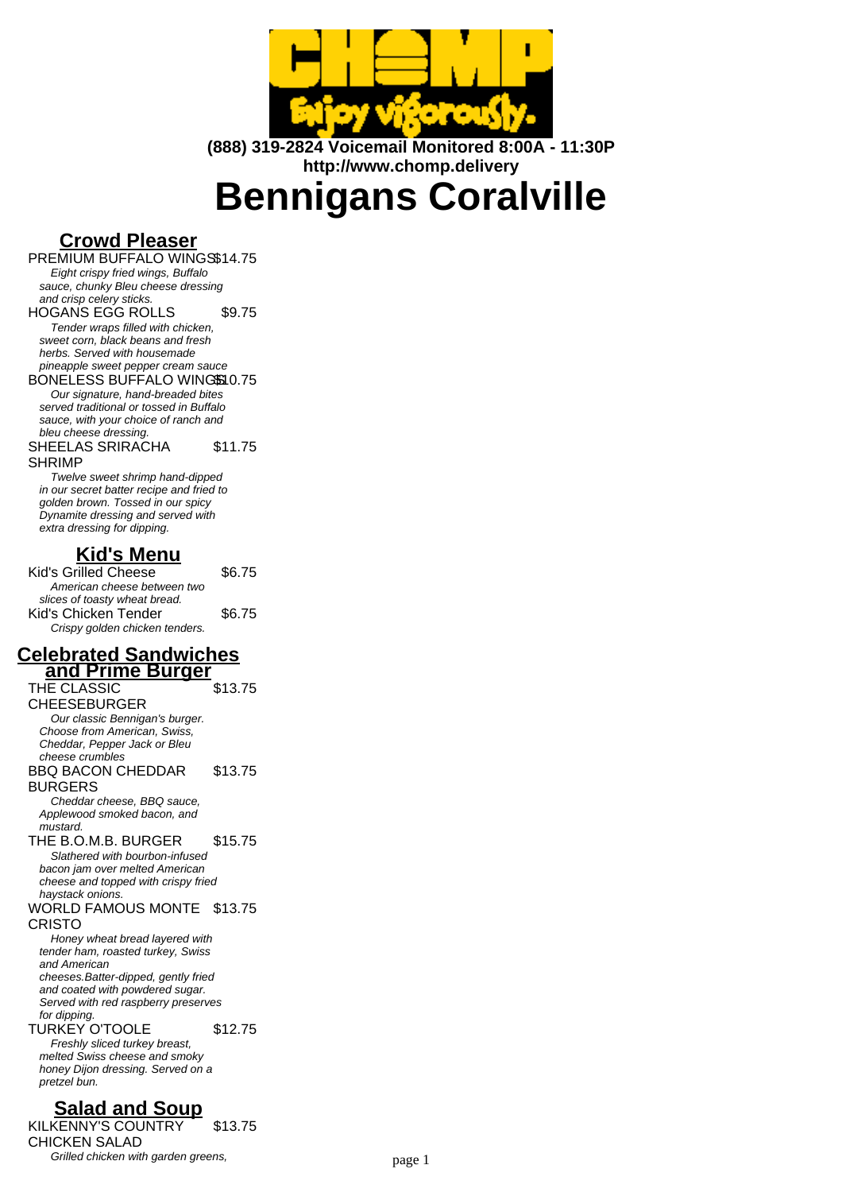**(888) 319-2824 Voicemail Monitored 8:00A - 11:30P**
**http://www.chomp.delivery**

# Bennigans Coralville

## Crowd Pleaser

PREMIUM BUFFALO WINGS $14.75
*Eight crispy fried wings, Buffalo sauce, chunky Bleu cheese dressing and crisp celery sticks.*

HOGANS EGG ROLLS $9.75
*Tender wraps filled with chicken, sweet corn, black beans and fresh herbs. Served with housemade pineapple sweet pepper cream sauce*

BONELESS BUFFALO WINGS $10.75
*Our signature, hand-breaded bites served traditional or tossed in Buffalo sauce, with your choice of ranch and bleu cheese dressing.*

SHEELAS SRIRACHA SHRIMP $11.75
*Twelve sweet shrimp hand-dipped in our secret batter recipe and fried to golden brown. Tossed in our spicy Dynamite dressing and served with extra dressing for dipping.*

## Kid's Menu

Kid's Grilled Cheese $6.75
*American cheese between two slices of toasty wheat bread.*

Kid's Chicken Tender $6.75
*Crispy golden chicken tenders.*

## Celebrated Sandwiches and Prime Burger

THE CLASSIC CHEESEBURGER $13.75
*Our classic Bennigan's burger. Choose from American, Swiss, Cheddar, Pepper Jack or Bleu cheese crumbles*

BBQ BACON CHEDDAR BURGERS $13.75
*Cheddar cheese, BBQ sauce, Applewood smoked bacon, and mustard.*

THE B.O.M.B. BURGER $15.75
*Slathered with bourbon-infused bacon jam over melted American cheese and topped with crispy fried haystack onions.*

WORLD FAMOUS MONTE CRISTO $13.75
*Honey wheat bread layered with tender ham, roasted turkey, Swiss and American cheeses.Batter-dipped, gently fried and coated with powdered sugar. Served with red raspberry preserves for dipping.*

TURKEY O'TOOLE $12.75
*Freshly sliced turkey breast, melted Swiss cheese and smoky honey Dijon dressing. Served on a pretzel bun.*

## Salad and Soup

KILKENNY'S COUNTRY CHICKEN SALAD $13.75
*Grilled chicken with garden greens,*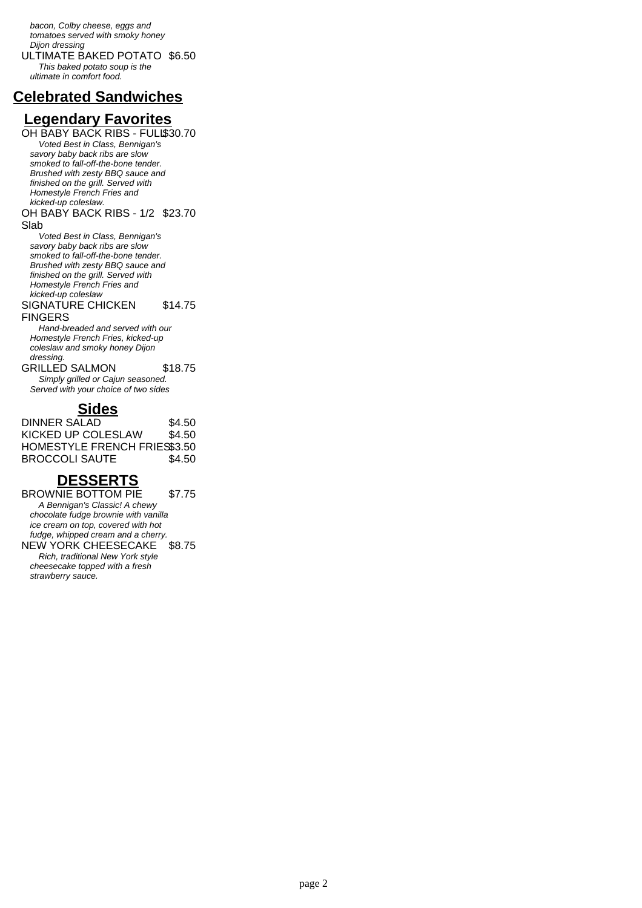*bacon, Colby cheese, eggs and tomatoes served with smoky honey Dijon dressing*

ULTIMATE BAKED POTATO $6.50

*This baked potato soup is the ultimate in comfort food.*

## Celebrated Sandwiches

## Legendary Favorites

OH BABY BACK RIBS - FULL $30.70

*Voted Best in Class, Bennigan's savory baby back ribs are slow smoked to fall-off-the-bone tender. Brushed with zesty BBQ sauce and finished on the grill. Served with Homestyle French Fries and kicked-up coleslaw.*

OH BABY BACK RIBS - 1/2 Slab $23.70

*Voted Best in Class, Bennigan's savory baby back ribs are slow smoked to fall-off-the-bone tender. Brushed with zesty BBQ sauce and finished on the grill. Served with Homestyle French Fries and kicked-up coleslaw*

SIGNATURE CHICKEN FINGERS $14.75

*Hand-breaded and served with our Homestyle French Fries, kicked-up coleslaw and smoky honey Dijon dressing.*

GRILLED SALMON $18.75

*Simply grilled or Cajun seasoned. Served with your choice of two sides*

## Sides

DINNER SALAD $4.50

KICKED UP COLESLAW $4.50

HOMESTYLE FRENCH FRIES $3.50

BROCCOLI SAUTE $4.50

## DESSERTS

BROWNIE BOTTOM PIE $7.75

*A Bennigan's Classic! A chewy chocolate fudge brownie with vanilla ice cream on top, covered with hot fudge, whipped cream and a cherry.*

NEW YORK CHEESECAKE $8.75

*Rich, traditional New York style cheesecake topped with a fresh strawberry sauce.*